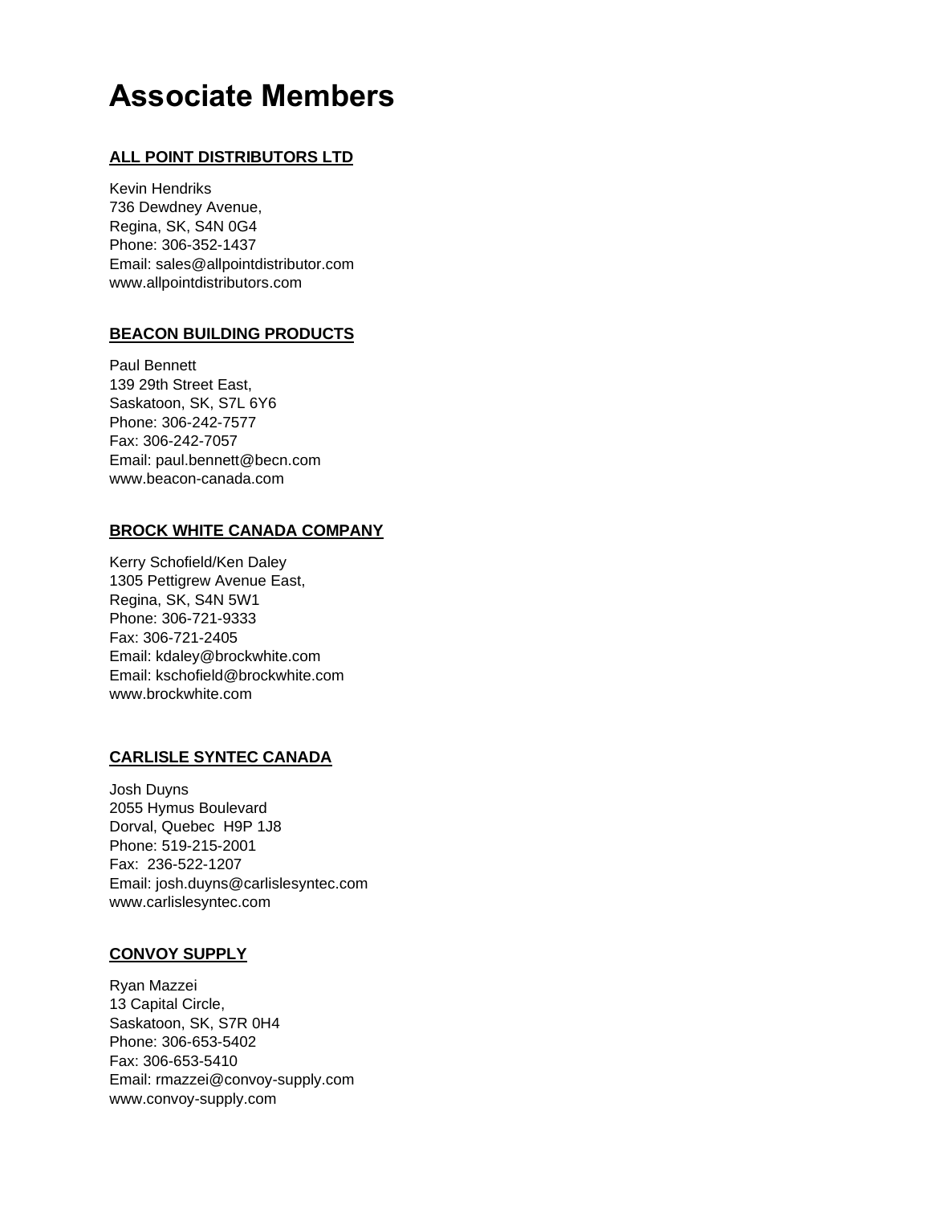# Associate Members

## ALL POINT DISTRIBUTORS LTD

Kevin Hendriks
736 Dewdney Avenue,
Regina, SK, S4N 0G4
Phone: 306-352-1437
Email: sales@allpointdistributor.com
www.allpointdistributors.com

## BEACON BUILDING PRODUCTS

Paul Bennett
139 29th Street East,
Saskatoon, SK, S7L 6Y6
Phone: 306-242-7577
Fax: 306-242-7057
Email: paul.bennett@becn.com
www.beacon-canada.com

## BROCK WHITE CANADA COMPANY

Kerry Schofield/Ken Daley
1305 Pettigrew Avenue East,
Regina, SK, S4N 5W1
Phone: 306-721-9333
Fax: 306-721-2405
Email: kdaley@brockwhite.com
Email: kschofield@brockwhite.com
www.brockwhite.com

## CARLISLE SYNTEC CANADA

Josh Duyns
2055 Hymus Boulevard
Dorval, Quebec H9P 1J8
Phone: 519-215-2001
Fax: 236-522-1207
Email: josh.duyns@carlislesyntec.com
www.carlislesyntec.com

## CONVOY SUPPLY

Ryan Mazzei
13 Capital Circle,
Saskatoon, SK, S7R 0H4
Phone: 306-653-5402
Fax: 306-653-5410
Email: rmazzei@convoy-supply.com
www.convoy-supply.com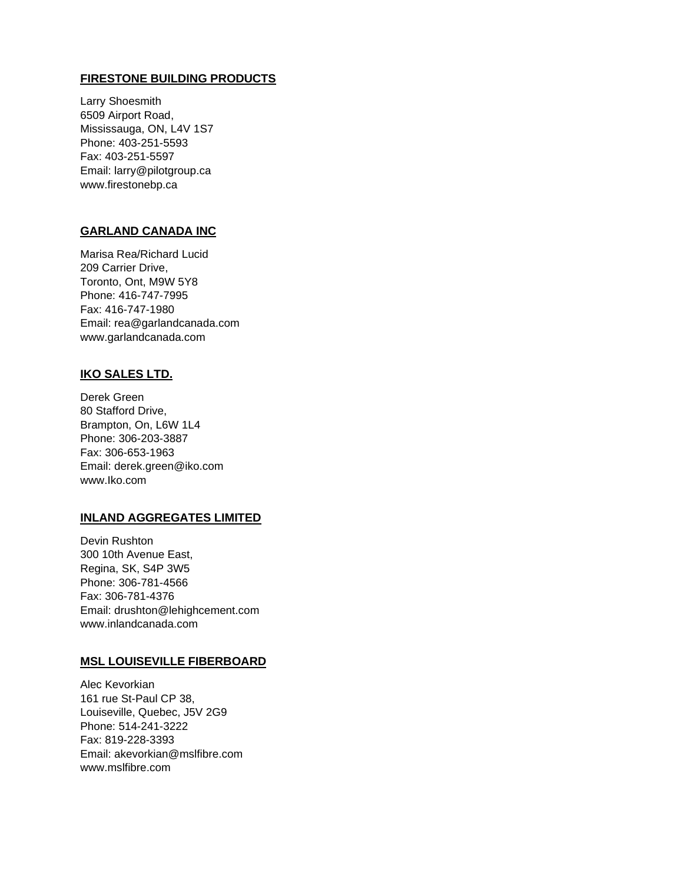**FIRESTONE BUILDING PRODUCTS**

Larry Shoesmith
6509 Airport Road,
Mississauga, ON, L4V 1S7
Phone: 403-251-5593
Fax: 403-251-5597
Email: larry@pilotgroup.ca
www.firestonebp.ca

**GARLAND CANADA INC**

Marisa Rea/Richard Lucid
209 Carrier Drive,
Toronto, Ont, M9W 5Y8
Phone: 416-747-7995
Fax: 416-747-1980
Email: rea@garlandcanada.com
www.garlandcanada.com

**IKO SALES LTD.**

Derek Green
80 Stafford Drive,
Brampton, On, L6W 1L4
Phone: 306-203-3887
Fax: 306-653-1963
Email: derek.green@iko.com
www.Iko.com

**INLAND AGGREGATES LIMITED**

Devin Rushton
300 10th Avenue East,
Regina, SK, S4P 3W5
Phone: 306-781-4566
Fax: 306-781-4376
Email: drushton@lehighcement.com
www.inlandcanada.com

**MSL LOUISEVILLE FIBERBOARD**

Alec Kevorkian
161 rue St-Paul CP 38,
Louiseville, Quebec, J5V 2G9
Phone: 514-241-3222
Fax: 819-228-3393
Email: akevorkian@mslfibre.com
www.mslfibre.com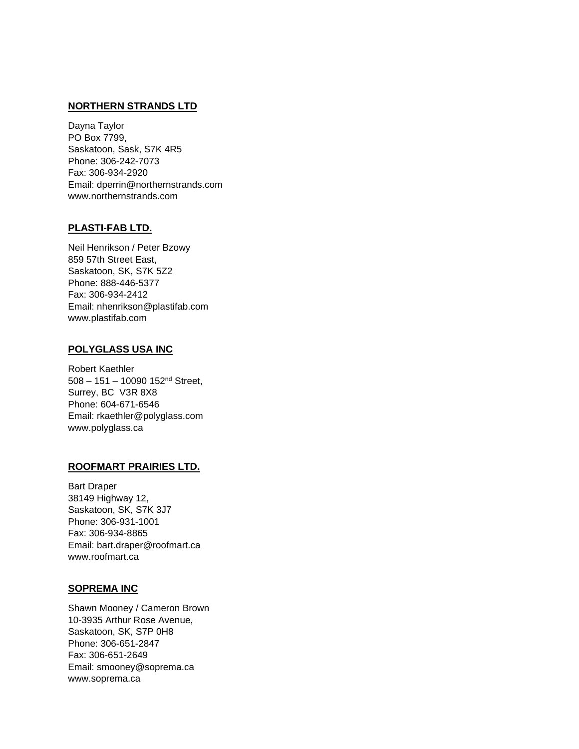**NORTHERN STRANDS LTD**

Dayna Taylor
PO Box 7799,
Saskatoon, Sask, S7K 4R5
Phone: 306-242-7073
Fax: 306-934-2920
Email: dperrin@northernstrands.com
www.northernstrands.com

**PLASTI-FAB LTD.**

Neil Henrikson / Peter Bzowy
859 57th Street East,
Saskatoon, SK, S7K 5Z2
Phone: 888-446-5377
Fax: 306-934-2412
Email: nhenrikson@plastifab.com
www.plastifab.com

**POLYGLASS USA INC**

Robert Kaethler
508 – 151 – 10090 152nd Street,
Surrey, BC  V3R 8X8
Phone: 604-671-6546
Email: rkaethler@polyglass.com
www.polyglass.ca

**ROOFMART PRAIRIES LTD.**

Bart Draper
38149 Highway 12,
Saskatoon, SK, S7K 3J7
Phone: 306-931-1001
Fax: 306-934-8865
Email: bart.draper@roofmart.ca
www.roofmart.ca

**SOPREMA INC**

Shawn Mooney / Cameron Brown
10-3935 Arthur Rose Avenue,
Saskatoon, SK, S7P 0H8
Phone: 306-651-2847
Fax: 306-651-2649
Email: smooney@soprema.ca
www.soprema.ca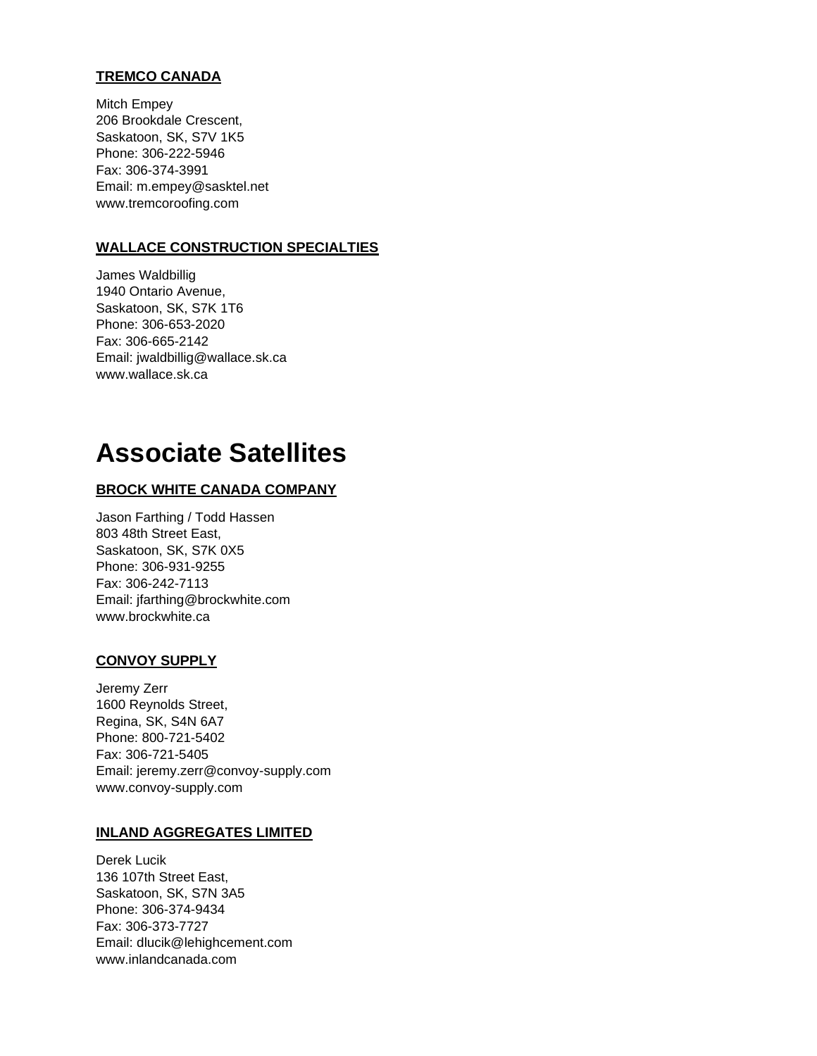### TREMCO CANADA

Mitch Empey
206 Brookdale Crescent,
Saskatoon, SK, S7V 1K5
Phone: 306-222-5946
Fax: 306-374-3991
Email: m.empey@sasktel.net
www.tremcoroofing.com

### WALLACE CONSTRUCTION SPECIALTIES

James Waldbillig
1940 Ontario Avenue,
Saskatoon, SK, S7K 1T6
Phone: 306-653-2020
Fax: 306-665-2142
Email: jwaldbillig@wallace.sk.ca
www.wallace.sk.ca

# Associate Satellites

### BROCK WHITE CANADA COMPANY

Jason Farthing / Todd Hassen
803 48th Street East,
Saskatoon, SK, S7K 0X5
Phone: 306-931-9255
Fax: 306-242-7113
Email: jfarthing@brockwhite.com
www.brockwhite.ca

### CONVOY SUPPLY

Jeremy Zerr
1600 Reynolds Street,
Regina, SK, S4N 6A7
Phone: 800-721-5402
Fax: 306-721-5405
Email: jeremy.zerr@convoy-supply.com
www.convoy-supply.com

### INLAND AGGREGATES LIMITED

Derek Lucik
136 107th Street East,
Saskatoon, SK, S7N 3A5
Phone: 306-374-9434
Fax: 306-373-7727
Email: dlucik@lehighcement.com
www.inlandcanada.com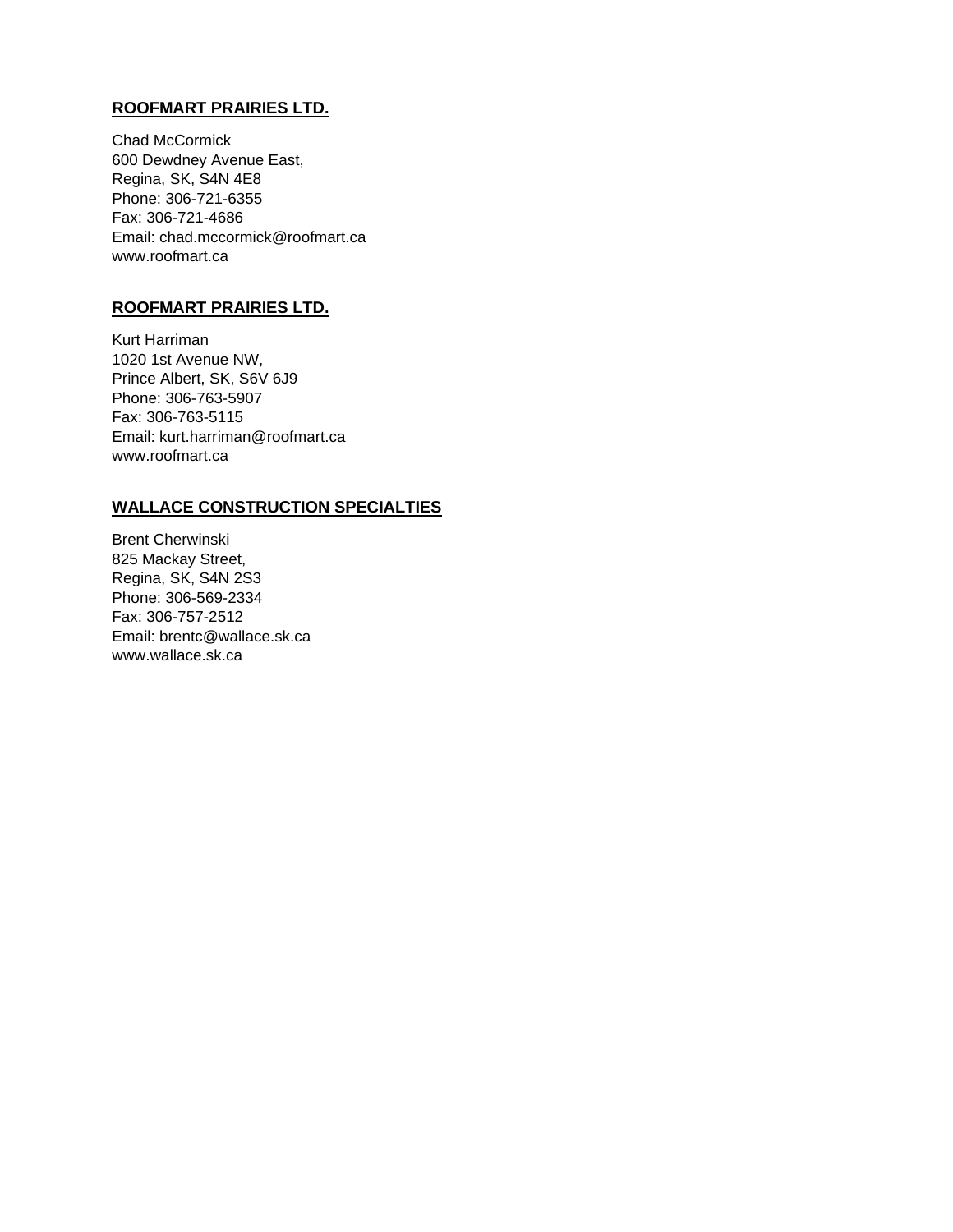**ROOFMART PRAIRIES LTD.**

Chad McCormick
600 Dewdney Avenue East,
Regina, SK, S4N 4E8
Phone: 306-721-6355
Fax: 306-721-4686
Email: chad.mccormick@roofmart.ca
www.roofmart.ca

**ROOFMART PRAIRIES LTD.**

Kurt Harriman
1020 1st Avenue NW,
Prince Albert, SK, S6V 6J9
Phone: 306-763-5907
Fax: 306-763-5115
Email: kurt.harriman@roofmart.ca
www.roofmart.ca

**WALLACE CONSTRUCTION SPECIALTIES**

Brent Cherwinski
825 Mackay Street,
Regina, SK, S4N 2S3
Phone: 306-569-2334
Fax: 306-757-2512
Email: brentc@wallace.sk.ca
www.wallace.sk.ca